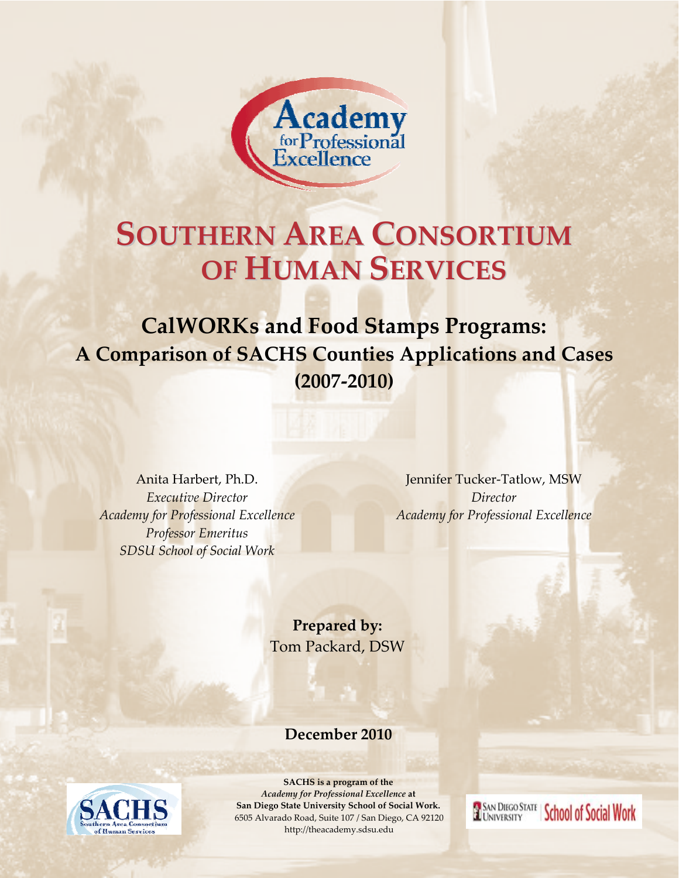Academy for Professional Excellence

# SOUTHERN AREA CONSORTIUM OF HUMAN SERVICES

## CalWORKs and Food Stamps Programs: A Comparison of SACHS Counties Applications and Cases (2007-2010)

Anita Harbert, Ph.D.
*Executive Director*
*Academy for Professional Excellence*
*Professor Emeritus*
*SDSU School of Social Work*

Jennifer Tucker-Tatlow, MSW
*Director*
*Academy for Professional Excellence*

**Prepared by:**
Tom Packard, DSW

**December 2010**

**SACHS is a program of the**
*Academy for Professional Excellence* **at**
**San Diego State University School of Social Work.**
6505 Alvarado Road, Suite 107 / San Diego, CA 92120
http://theacademy.sdsu.edu

SACHS Southern Area Consortium of Human Services

San Diego State University | School of Social Work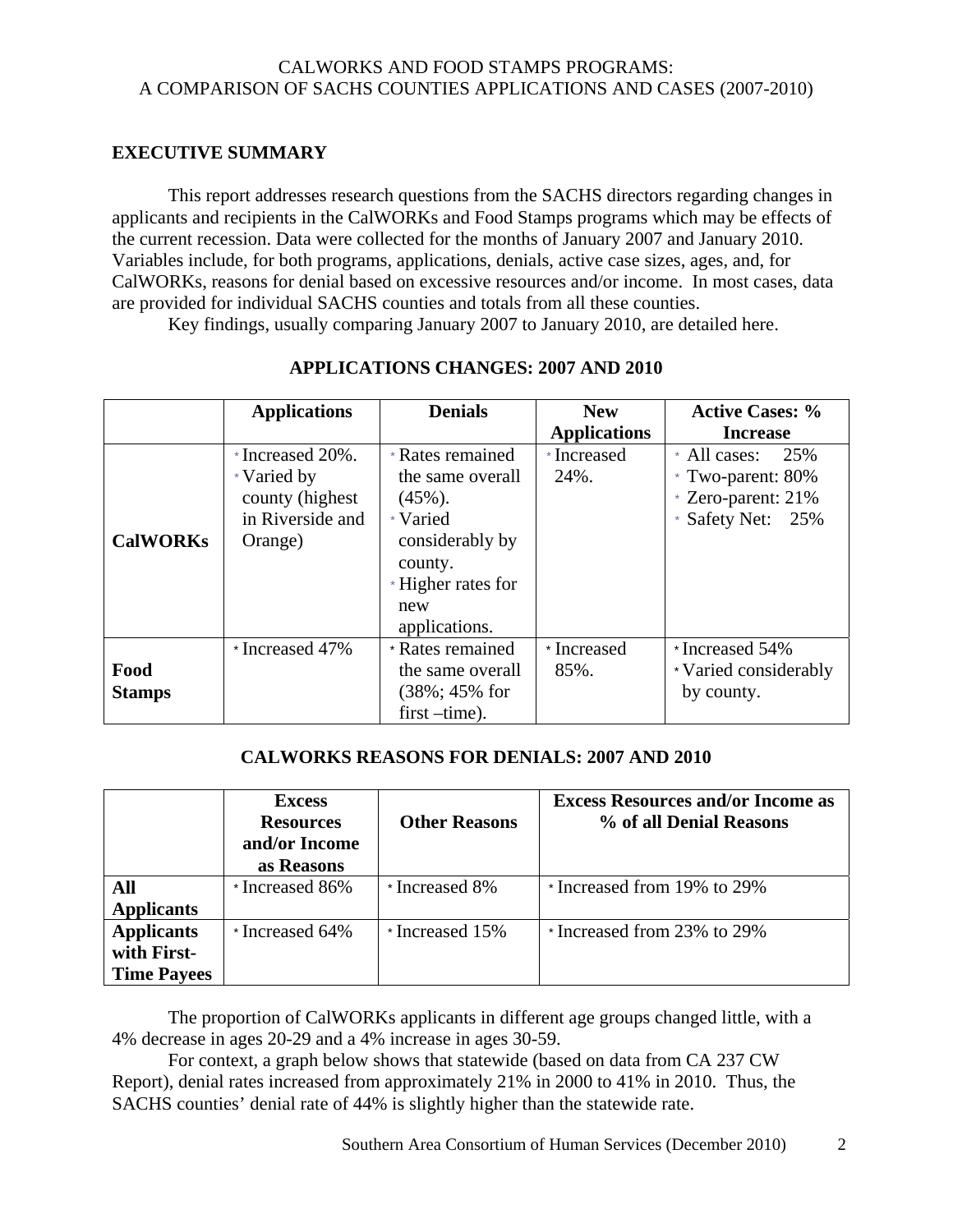CALWORKS AND FOOD STAMPS PROGRAMS:
A COMPARISON OF SACHS COUNTIES APPLICATIONS AND CASES (2007-2010)

## EXECUTIVE SUMMARY

This report addresses research questions from the SACHS directors regarding changes in applicants and recipients in the CalWORKs and Food Stamps programs which may be effects of the current recession. Data were collected for the months of January 2007 and January 2010. Variables include, for both programs, applications, denials, active case sizes, ages, and, for CalWORKs, reasons for denial based on excessive resources and/or income. In most cases, data are provided for individual SACHS counties and totals from all these counties.

Key findings, usually comparing January 2007 to January 2010, are detailed here.

### APPLICATIONS CHANGES: 2007 AND 2010

| | Applications | Denials | New Applications | Active Cases: % Increase |
|---|---|---|---|---|
| **CalWORKs** | * Increased 20%.<br>* Varied by county (highest in Riverside and Orange) | * Rates remained the same overall (45%).<br>* Varied considerably by county.<br>* Higher rates for new applications. | * Increased 24%. | * All cases: 25%<br>* Two-parent: 80%<br>* Zero-parent: 21%<br>* Safety Net: 25% |
| **Food Stamps** | * Increased 47% | * Rates remained the same overall (38%; 45% for first –time). | * Increased 85%. | * Increased 54%<br>* Varied considerably by county. |

### CALWORKS REASONS FOR DENIALS: 2007 AND 2010

| | Excess Resources and/or Income as Reasons | Other Reasons | Excess Resources and/or Income as % of all Denial Reasons |
|---|---|---|---|
| **All Applicants** | * Increased 86% | * Increased 8% | * Increased from 19% to 29% |
| **Applicants with First-Time Payees** | * Increased 64% | * Increased 15% | * Increased from 23% to 29% |

The proportion of CalWORKs applicants in different age groups changed little, with a 4% decrease in ages 20-29 and a 4% increase in ages 30-59.

For context, a graph below shows that statewide (based on data from CA 237 CW Report), denial rates increased from approximately 21% in 2000 to 41% in 2010. Thus, the SACHS counties' denial rate of 44% is slightly higher than the statewide rate.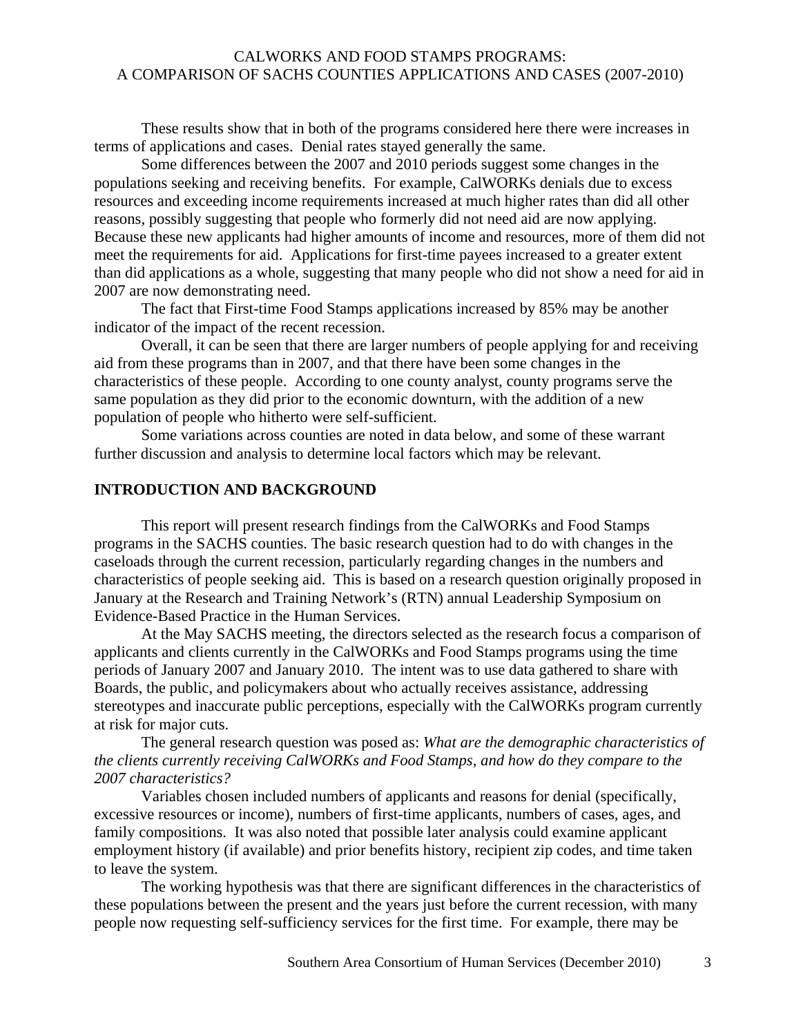These results show that in both of the programs considered here there were increases in terms of applications and cases. Denial rates stayed generally the same.

Some differences between the 2007 and 2010 periods suggest some changes in the populations seeking and receiving benefits. For example, CalWORKs denials due to excess resources and exceeding income requirements increased at much higher rates than did all other reasons, possibly suggesting that people who formerly did not need aid are now applying. Because these new applicants had higher amounts of income and resources, more of them did not meet the requirements for aid. Applications for first-time payees increased to a greater extent than did applications as a whole, suggesting that many people who did not show a need for aid in 2007 are now demonstrating need.

The fact that First-time Food Stamps applications increased by 85% may be another indicator of the impact of the recent recession.

Overall, it can be seen that there are larger numbers of people applying for and receiving aid from these programs than in 2007, and that there have been some changes in the characteristics of these people. According to one county analyst, county programs serve the same population as they did prior to the economic downturn, with the addition of a new population of people who hitherto were self-sufficient.

Some variations across counties are noted in data below, and some of these warrant further discussion and analysis to determine local factors which may be relevant.

## INTRODUCTION AND BACKGROUND

This report will present research findings from the CalWORKs and Food Stamps programs in the SACHS counties. The basic research question had to do with changes in the caseloads through the current recession, particularly regarding changes in the numbers and characteristics of people seeking aid. This is based on a research question originally proposed in January at the Research and Training Network's (RTN) annual Leadership Symposium on Evidence-Based Practice in the Human Services.

At the May SACHS meeting, the directors selected as the research focus a comparison of applicants and clients currently in the CalWORKs and Food Stamps programs using the time periods of January 2007 and January 2010. The intent was to use data gathered to share with Boards, the public, and policymakers about who actually receives assistance, addressing stereotypes and inaccurate public perceptions, especially with the CalWORKs program currently at risk for major cuts.

The general research question was posed as: *What are the demographic characteristics of the clients currently receiving CalWORKs and Food Stamps, and how do they compare to the 2007 characteristics?*

Variables chosen included numbers of applicants and reasons for denial (specifically, excessive resources or income), numbers of first-time applicants, numbers of cases, ages, and family compositions. It was also noted that possible later analysis could examine applicant employment history (if available) and prior benefits history, recipient zip codes, and time taken to leave the system.

The working hypothesis was that there are significant differences in the characteristics of these populations between the present and the years just before the current recession, with many people now requesting self-sufficiency services for the first time. For example, there may be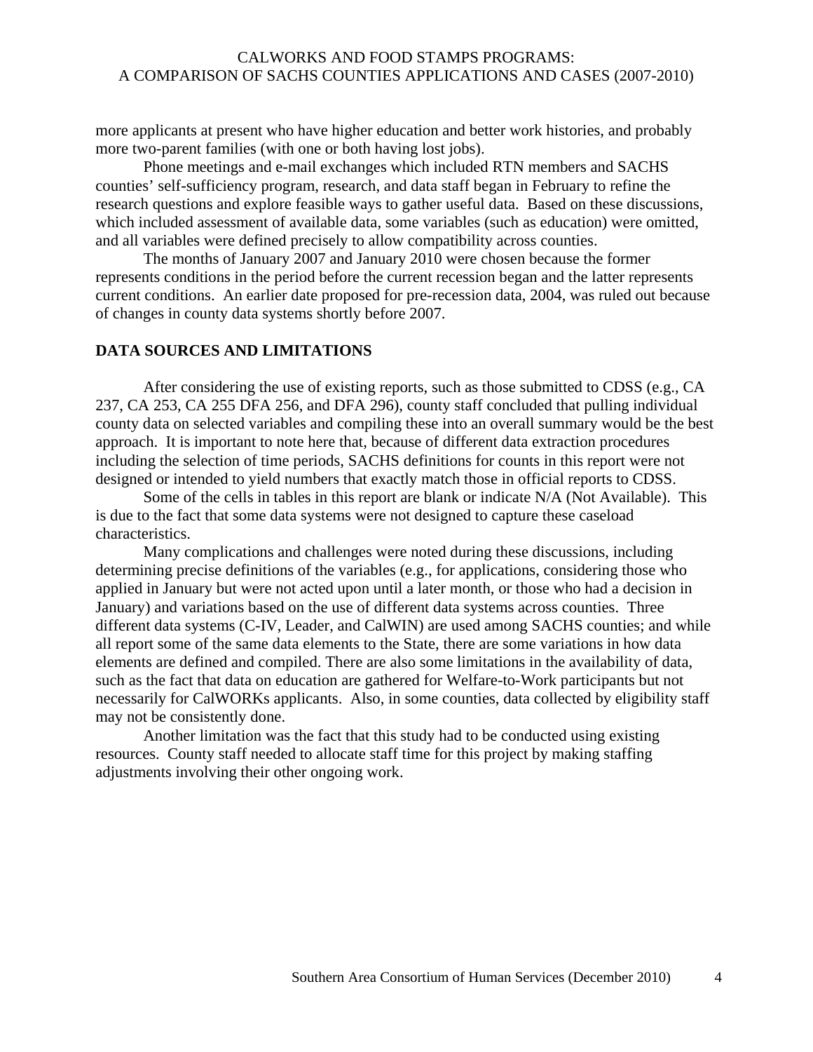more applicants at present who have higher education and better work histories, and probably more two-parent families (with one or both having lost jobs).

Phone meetings and e-mail exchanges which included RTN members and SACHS counties' self-sufficiency program, research, and data staff began in February to refine the research questions and explore feasible ways to gather useful data. Based on these discussions, which included assessment of available data, some variables (such as education) were omitted, and all variables were defined precisely to allow compatibility across counties.

The months of January 2007 and January 2010 were chosen because the former represents conditions in the period before the current recession began and the latter represents current conditions. An earlier date proposed for pre-recession data, 2004, was ruled out because of changes in county data systems shortly before 2007.

## DATA SOURCES AND LIMITATIONS

After considering the use of existing reports, such as those submitted to CDSS (e.g., CA 237, CA 253, CA 255 DFA 256, and DFA 296), county staff concluded that pulling individual county data on selected variables and compiling these into an overall summary would be the best approach. It is important to note here that, because of different data extraction procedures including the selection of time periods, SACHS definitions for counts in this report were not designed or intended to yield numbers that exactly match those in official reports to CDSS.

Some of the cells in tables in this report are blank or indicate N/A (Not Available). This is due to the fact that some data systems were not designed to capture these caseload characteristics.

Many complications and challenges were noted during these discussions, including determining precise definitions of the variables (e.g., for applications, considering those who applied in January but were not acted upon until a later month, or those who had a decision in January) and variations based on the use of different data systems across counties. Three different data systems (C-IV, Leader, and CalWIN) are used among SACHS counties; and while all report some of the same data elements to the State, there are some variations in how data elements are defined and compiled. There are also some limitations in the availability of data, such as the fact that data on education are gathered for Welfare-to-Work participants but not necessarily for CalWORKs applicants. Also, in some counties, data collected by eligibility staff may not be consistently done.

Another limitation was the fact that this study had to be conducted using existing resources. County staff needed to allocate staff time for this project by making staffing adjustments involving their other ongoing work.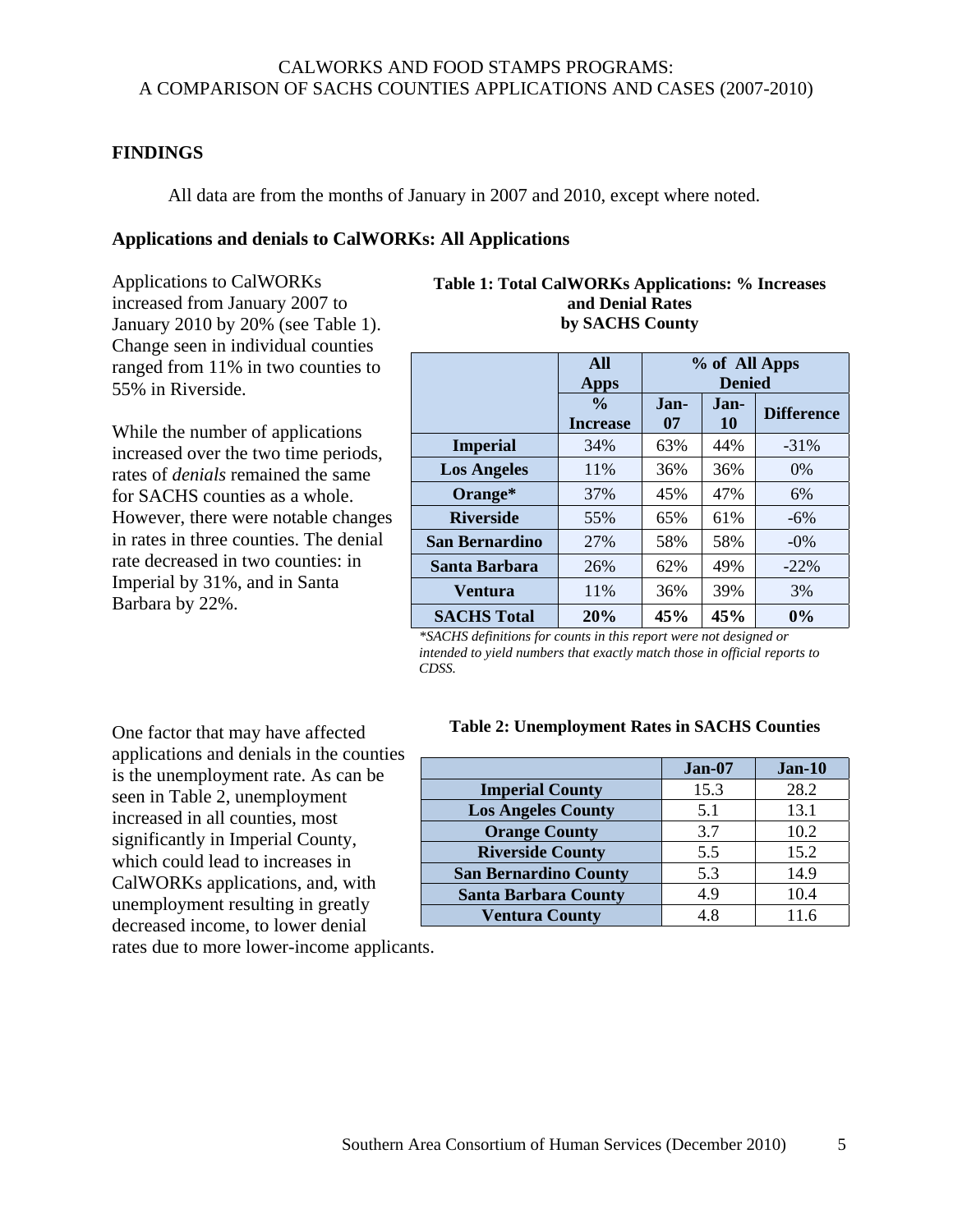CALWORKS AND FOOD STAMPS PROGRAMS:
A COMPARISON OF SACHS COUNTIES APPLICATIONS AND CASES (2007-2010)

## FINDINGS

All data are from the months of January in 2007 and 2010, except where noted.

### Applications and denials to CalWORKs: All Applications

Applications to CalWORKs increased from January 2007 to January 2010 by 20% (see Table 1). Change seen in individual counties ranged from 11% in two counties to 55% in Riverside.

While the number of applications increased over the two time periods, rates of *denials* remained the same for SACHS counties as a whole. However, there were notable changes in rates in three counties. The denial rate decreased in two counties: in Imperial by 31%, and in Santa Barbara by 22%.

**Table 1: Total CalWORKs Applications: % Increases and Denial Rates by SACHS County**

| | All Apps | % of All Apps Denied | | |
|---|---|---|---|---|
| | % Increase | Jan-07 | Jan-10 | Difference |
| **Imperial** | 34% | 63% | 44% | -31% |
| **Los Angeles** | 11% | 36% | 36% | 0% |
| **Orange*** | 37% | 45% | 47% | 6% |
| **Riverside** | 55% | 65% | 61% | -6% |
| **San Bernardino** | 27% | 58% | 58% | -0% |
| **Santa Barbara** | 26% | 62% | 49% | -22% |
| **Ventura** | 11% | 36% | 39% | 3% |
| **SACHS Total** | **20%** | **45%** | **45%** | **0%** |

*\*SACHS definitions for counts in this report were not designed or intended to yield numbers that exactly match those in official reports to CDSS.*

One factor that may have affected applications and denials in the counties is the unemployment rate. As can be seen in Table 2, unemployment increased in all counties, most significantly in Imperial County, which could lead to increases in CalWORKs applications, and, with unemployment resulting in greatly decreased income, to lower denial rates due to more lower-income applicants.

**Table 2: Unemployment Rates in SACHS Counties**

| | Jan-07 | Jan-10 |
|---|---|---|
| **Imperial County** | 15.3 | 28.2 |
| **Los Angeles County** | 5.1 | 13.1 |
| **Orange County** | 3.7 | 10.2 |
| **Riverside County** | 5.5 | 15.2 |
| **San Bernardino County** | 5.3 | 14.9 |
| **Santa Barbara County** | 4.9 | 10.4 |
| **Ventura County** | 4.8 | 11.6 |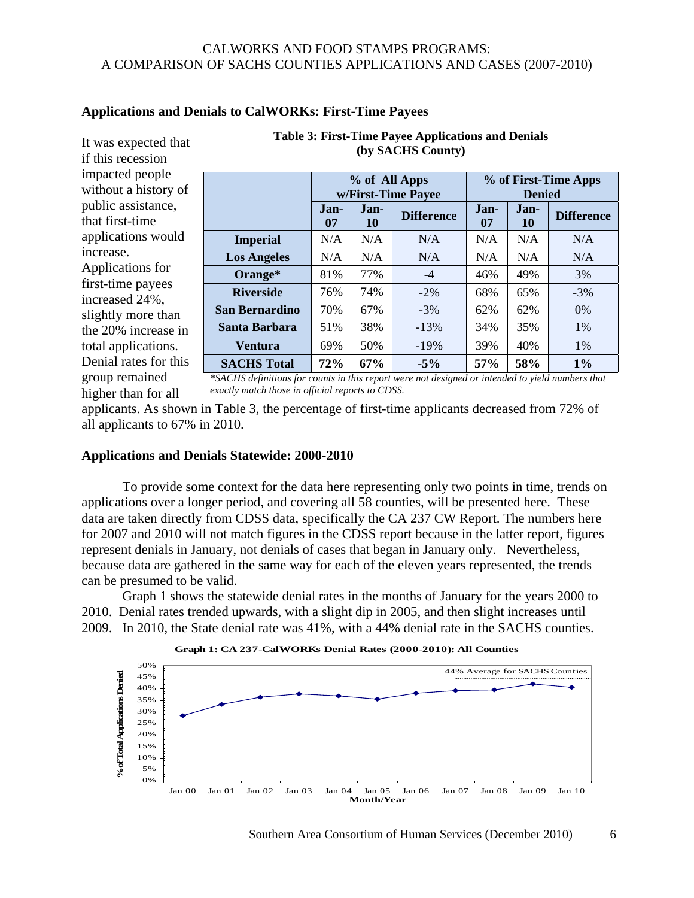## Applications and Denials to CalWORKs: First-Time Payees

It was expected that if this recession impacted people without a history of public assistance, that first-time applications would increase. Applications for first-time payees increased 24%, slightly more than the 20% increase in total applications. Denial rates for this group remained higher than for all applicants. As shown in Table 3, the percentage of first-time applicants decreased from 72% of all applicants to 67% in 2010.

**Table 3: First-Time Payee Applications and Denials (by SACHS County)**

| | % of All Apps w/First-Time Payee | | | % of First-Time Apps Denied | | |
|---|---|---|---|---|---|---|
| | Jan-07 | Jan-10 | Difference | Jan-07 | Jan-10 | Difference |
| **Imperial** | N/A | N/A | N/A | N/A | N/A | N/A |
| **Los Angeles** | N/A | N/A | N/A | N/A | N/A | N/A |
| **Orange*** | 81% | 77% | -4 | 46% | 49% | 3% |
| **Riverside** | 76% | 74% | -2% | 68% | 65% | -3% |
| **San Bernardino** | 70% | 67% | -3% | 62% | 62% | 0% |
| **Santa Barbara** | 51% | 38% | -13% | 34% | 35% | 1% |
| **Ventura** | 69% | 50% | -19% | 39% | 40% | 1% |
| **SACHS Total** | **72%** | **67%** | **-5%** | **57%** | **58%** | **1%** |

*\*SACHS definitions for counts in this report were not designed or intended to yield numbers that exactly match those in official reports to CDSS.*

## Applications and Denials Statewide: 2000-2010

To provide some context for the data here representing only two points in time, trends on applications over a longer period, and covering all 58 counties, will be presented here. These data are taken directly from CDSS data, specifically the CA 237 CW Report. The numbers here for 2007 and 2010 will not match figures in the CDSS report because in the latter report, figures represent denials in January, not denials of cases that began in January only. Nevertheless, because data are gathered in the same way for each of the eleven years represented, the trends can be presumed to be valid.

Graph 1 shows the statewide denial rates in the months of January for the years 2000 to 2010. Denial rates trended upwards, with a slight dip in 2005, and then slight increases until 2009. In 2010, the State denial rate was 41%, with a 44% denial rate in the SACHS counties.

**Graph 1: CA 237-CalWORKs Denial Rates (2000-2010): All Counties**

44% Average for SACHS Counties

% of Total Applications Denied

50%
45%
40%
35%
30%
25%
20%
15%
10%
5%
0%

Jan 00 Jan 01 Jan 02 Jan 03 Jan 04 Jan 05 Jan 06 Jan 07 Jan 08 Jan 09 Jan 10

Month/Year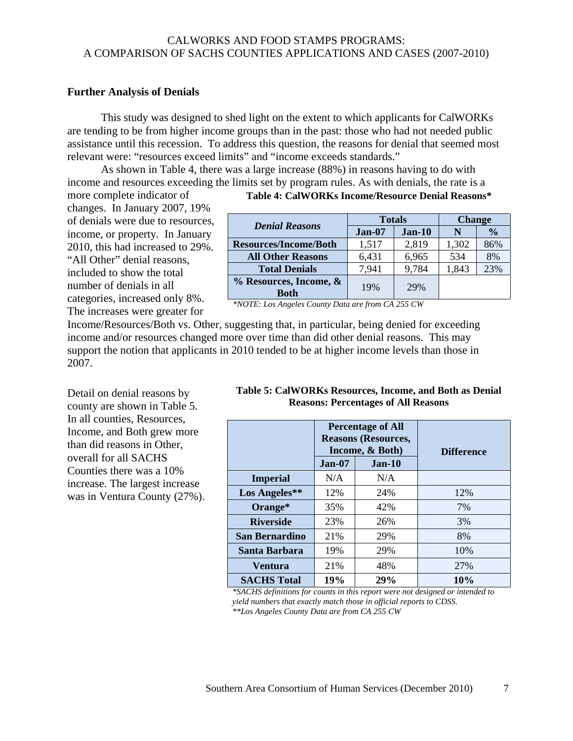## Further Analysis of Denials

This study was designed to shed light on the extent to which applicants for CalWORKs are tending to be from higher income groups than in the past: those who had not needed public assistance until this recession. To address this question, the reasons for denial that seemed most relevant were: "resources exceed limits" and "income exceeds standards."

As shown in Table 4, there was a large increase (88%) in reasons having to do with income and resources exceeding the limits set by program rules. As with denials, the rate is a more complete indicator of changes. In January 2007, 19% of denials were due to resources, income, or property. In January 2010, this had increased to 29%. "All Other" denial reasons, included to show the total number of denials in all categories, increased only 8%. The increases were greater for Income/Resources/Both vs. Other, suggesting that, in particular, being denied for exceeding income and/or resources changed more over time than did other denial reasons. This may support the notion that applicants in 2010 tended to be at higher income levels than those in 2007.

**Table 4: CalWORKs Income/Resource Denial Reasons***

| Denial Reasons | Totals | | Change | |
|---|---|---|---|---|
| | Jan-07 | Jan-10 | N | % |
| Resources/Income/Both | 1,517 | 2,819 | 1,302 | 86% |
| All Other Reasons | 6,431 | 6,965 | 534 | 8% |
| Total Denials | 7,941 | 9,784 | 1,843 | 23% |
| % Resources, Income, & Both | 19% | 29% | | |

*\*NOTE: Los Angeles County Data are from CA 255 CW*

Detail on denial reasons by county are shown in Table 5. In all counties, Resources, Income, and Both grew more than did reasons in Other, overall for all SACHS Counties there was a 10% increase. The largest increase was in Ventura County (27%).

**Table 5: CalWORKs Resources, Income, and Both as Denial Reasons: Percentages of All Reasons**

| | Percentage of All Reasons (Resources, Income, & Both) | | Difference |
|---|---|---|---|
| | Jan-07 | Jan-10 | |
| **Imperial** | N/A | N/A | |
| **Los Angeles\*\*** | 12% | 24% | 12% |
| **Orange\*** | 35% | 42% | 7% |
| **Riverside** | 23% | 26% | 3% |
| **San Bernardino** | 21% | 29% | 8% |
| **Santa Barbara** | 19% | 29% | 10% |
| **Ventura** | 21% | 48% | 27% |
| **SACHS Total** | **19%** | **29%** | **10%** |

*\*SACHS definitions for counts in this report were not designed or intended to yield numbers that exactly match those in official reports to CDSS.*
*\*\*Los Angeles County Data are from CA 255 CW*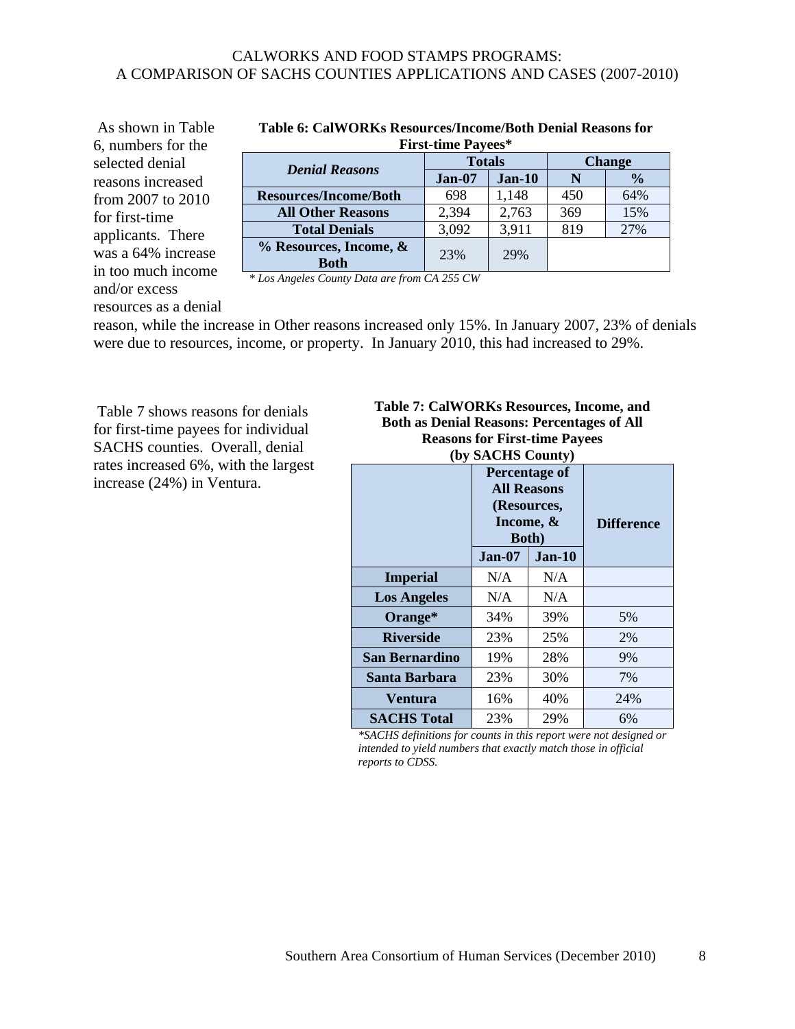As shown in Table 6, numbers for the selected denial reasons increased from 2007 to 2010 for first-time applicants. There was a 64% increase in too much income and/or excess resources as a denial reason, while the increase in Other reasons increased only 15%. In January 2007, 23% of denials were due to resources, income, or property. In January 2010, this had increased to 29%.

**Table 6: CalWORKs Resources/Income/Both Denial Reasons for First-time Payees***

| *Denial Reasons* | Totals | | Change | |
|---|---|---|---|---|
| | **Jan-07** | **Jan-10** | **N** | **%** |
| **Resources/Income/Both** | 698 | 1,148 | 450 | 64% |
| **All Other Reasons** | 2,394 | 2,763 | 369 | 15% |
| **Total Denials** | 3,092 | 3,911 | 819 | 27% |
| **% Resources, Income, & Both** | 23% | 29% | | |

*\* Los Angeles County Data are from CA 255 CW*

Table 7 shows reasons for denials for first-time payees for individual SACHS counties. Overall, denial rates increased 6%, with the largest increase (24%) in Ventura.

**Table 7: CalWORKs Resources, Income, and Both as Denial Reasons: Percentages of All Reasons for First-time Payees (by SACHS County)**

| | Percentage of All Reasons (Resources, Income, & Both) | | Difference |
|---|---|---|---|
| | **Jan-07** | **Jan-10** | |
| **Imperial** | N/A | N/A | |
| **Los Angeles** | N/A | N/A | |
| **Orange*** | 34% | 39% | 5% |
| **Riverside** | 23% | 25% | 2% |
| **San Bernardino** | 19% | 28% | 9% |
| **Santa Barbara** | 23% | 30% | 7% |
| **Ventura** | 16% | 40% | 24% |
| **SACHS Total** | 23% | 29% | 6% |

*\*SACHS definitions for counts in this report were not designed or intended to yield numbers that exactly match those in official reports to CDSS.*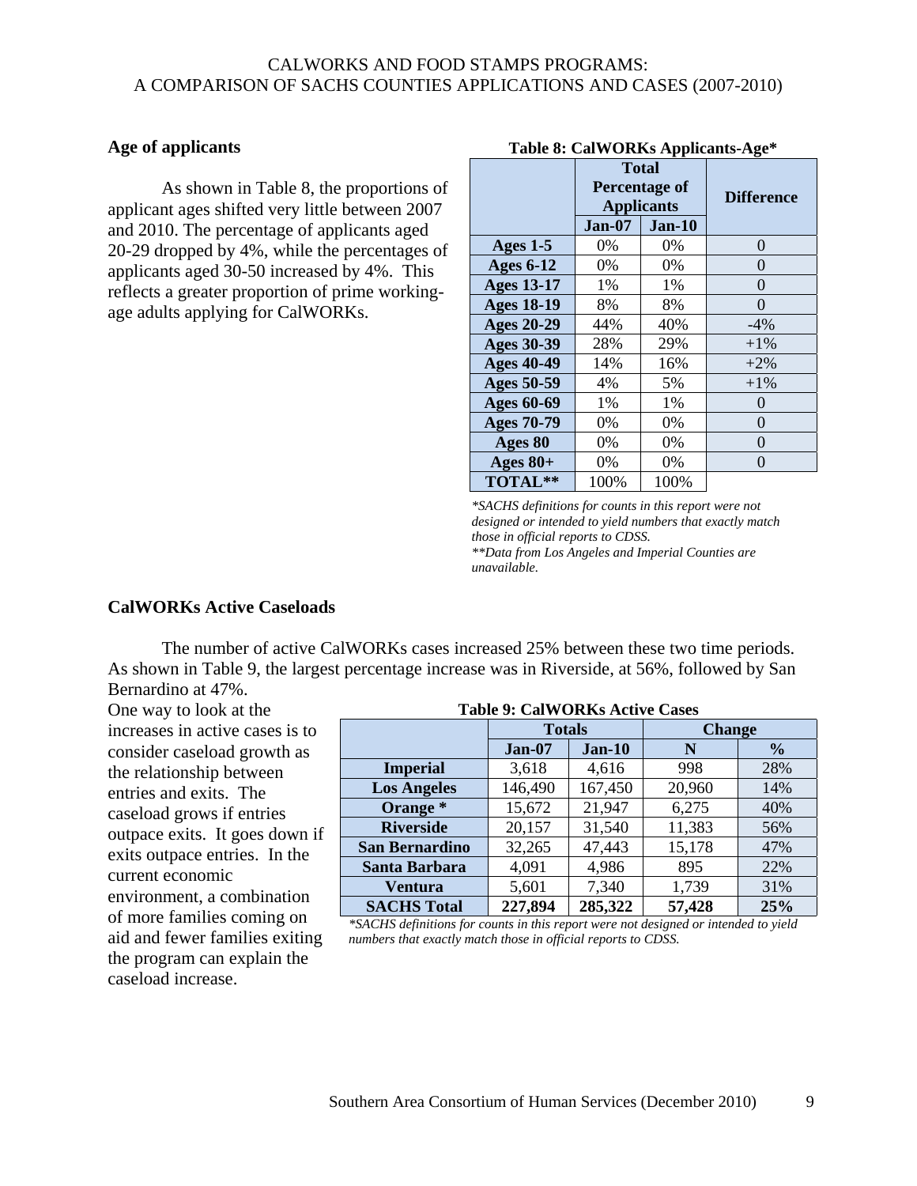## Age of applicants

As shown in Table 8, the proportions of applicant ages shifted very little between 2007 and 2010. The percentage of applicants aged 20-29 dropped by 4%, while the percentages of applicants aged 30-50 increased by 4%. This reflects a greater proportion of prime working-age adults applying for CalWORKs.

**Table 8: CalWORKs Applicants-Age***

| | Total Percentage of Applicants | | Difference |
|---|---|---|---|
| | Jan-07 | Jan-10 | |
| **Ages 1-5** | 0% | 0% | 0 |
| **Ages 6-12** | 0% | 0% | 0 |
| **Ages 13-17** | 1% | 1% | 0 |
| **Ages 18-19** | 8% | 8% | 0 |
| **Ages 20-29** | 44% | 40% | -4% |
| **Ages 30-39** | 28% | 29% | +1% |
| **Ages 40-49** | 14% | 16% | +2% |
| **Ages 50-59** | 4% | 5% | +1% |
| **Ages 60-69** | 1% | 1% | 0 |
| **Ages 70-79** | 0% | 0% | 0 |
| **Ages 80** | 0% | 0% | 0 |
| **Ages 80+** | 0% | 0% | 0 |
| **TOTAL**** | 100% | 100% | |

*\*SACHS definitions for counts in this report were not designed or intended to yield numbers that exactly match those in official reports to CDSS.*
*\*\*Data from Los Angeles and Imperial Counties are unavailable.*

## CalWORKs Active Caseloads

The number of active CalWORKs cases increased 25% between these two time periods. As shown in Table 9, the largest percentage increase was in Riverside, at 56%, followed by San Bernardino at 47%.

One way to look at the increases in active cases is to consider caseload growth as the relationship between entries and exits. The caseload grows if entries outpace exits. It goes down if exits outpace entries. In the current economic environment, a combination of more families coming on aid and fewer families exiting the program can explain the caseload increase.

**Table 9: CalWORKs Active Cases**

| | Totals | | Change | |
|---|---|---|---|---|
| | Jan-07 | Jan-10 | N | % |
| **Imperial** | 3,618 | 4,616 | 998 | 28% |
| **Los Angeles** | 146,490 | 167,450 | 20,960 | 14% |
| **Orange *** | 15,672 | 21,947 | 6,275 | 40% |
| **Riverside** | 20,157 | 31,540 | 11,383 | 56% |
| **San Bernardino** | 32,265 | 47,443 | 15,178 | 47% |
| **Santa Barbara** | 4,091 | 4,986 | 895 | 22% |
| **Ventura** | 5,601 | 7,340 | 1,739 | 31% |
| **SACHS Total** | **227,894** | **285,322** | **57,428** | **25%** |

*\*SACHS definitions for counts in this report were not designed or intended to yield numbers that exactly match those in official reports to CDSS.*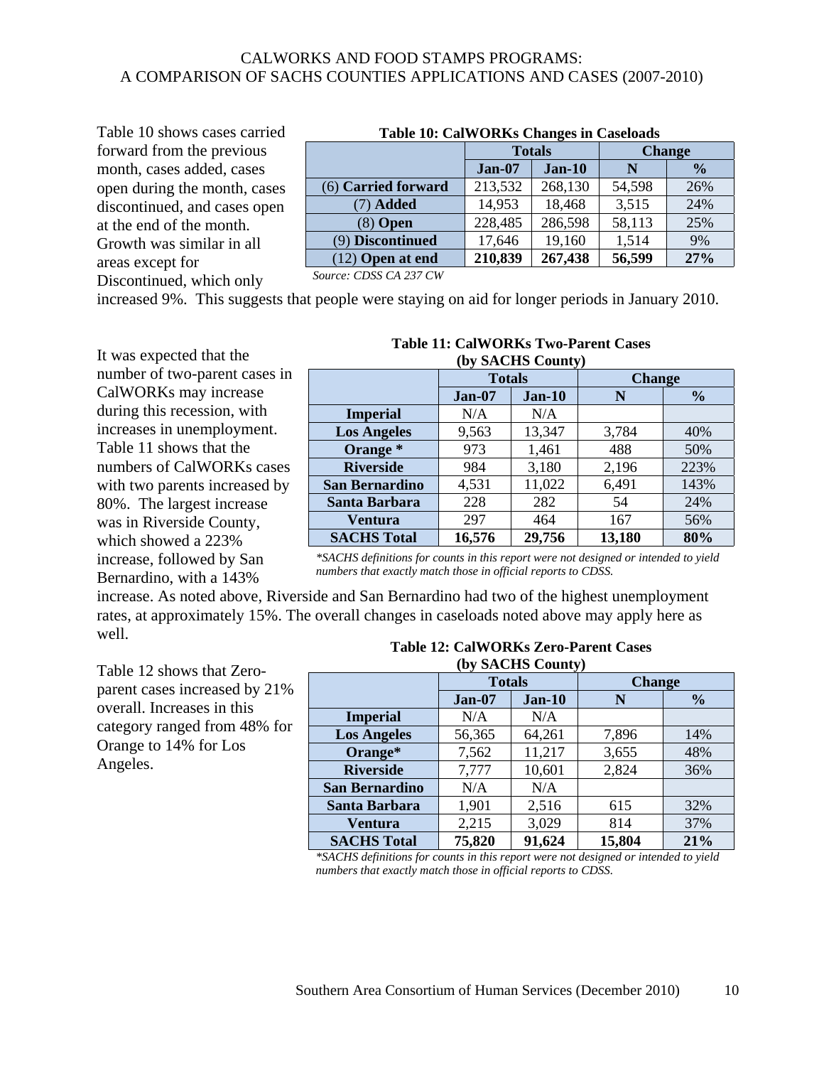Table 10 shows cases carried forward from the previous month, cases added, cases open during the month, cases discontinued, and cases open at the end of the month. Growth was similar in all areas except for Discontinued, which only increased 9%. This suggests that people were staying on aid for longer periods in January 2010.

**Table 10: CalWORKs Changes in Caseloads**

| | Totals | | Change | |
|---|---|---|---|---|
| | **Jan-07** | **Jan-10** | **N** | **%** |
| (6) **Carried forward** | 213,532 | 268,130 | 54,598 | 26% |
| (7) **Added** | 14,953 | 18,468 | 3,515 | 24% |
| (8) **Open** | 228,485 | 286,598 | 58,113 | 25% |
| (9) **Discontinued** | 17,646 | 19,160 | 1,514 | 9% |
| (12) **Open at end** | **210,839** | **267,438** | **56,599** | **27%** |

*Source: CDSS CA 237 CW*

It was expected that the number of two-parent cases in CalWORKs may increase during this recession, with increases in unemployment. Table 11 shows that the numbers of CalWORKs cases with two parents increased by 80%. The largest increase was in Riverside County, which showed a 223% increase, followed by San Bernardino, with a 143% increase. As noted above, Riverside and San Bernardino had two of the highest unemployment rates, at approximately 15%. The overall changes in caseloads noted above may apply here as well.

**Table 11: CalWORKs Two-Parent Cases (by SACHS County)**

| | Totals | | Change | |
|---|---|---|---|---|
| | **Jan-07** | **Jan-10** | **N** | **%** |
| **Imperial** | N/A | N/A | | |
| **Los Angeles** | 9,563 | 13,347 | 3,784 | 40% |
| **Orange \*** | 973 | 1,461 | 488 | 50% |
| **Riverside** | 984 | 3,180 | 2,196 | 223% |
| **San Bernardino** | 4,531 | 11,022 | 6,491 | 143% |
| **Santa Barbara** | 228 | 282 | 54 | 24% |
| **Ventura** | 297 | 464 | 167 | 56% |
| **SACHS Total** | **16,576** | **29,756** | **13,180** | **80%** |

*\*SACHS definitions for counts in this report were not designed or intended to yield numbers that exactly match those in official reports to CDSS.*

Table 12 shows that Zero-parent cases increased by 21% overall. Increases in this category ranged from 48% for Orange to 14% for Los Angeles.

**Table 12: CalWORKs Zero-Parent Cases (by SACHS County)**

| | Totals | | Change | |
|---|---|---|---|---|
| | **Jan-07** | **Jan-10** | **N** | **%** |
| **Imperial** | N/A | N/A | | |
| **Los Angeles** | 56,365 | 64,261 | 7,896 | 14% |
| **Orange\*** | 7,562 | 11,217 | 3,655 | 48% |
| **Riverside** | 7,777 | 10,601 | 2,824 | 36% |
| **San Bernardino** | N/A | N/A | | |
| **Santa Barbara** | 1,901 | 2,516 | 615 | 32% |
| **Ventura** | 2,215 | 3,029 | 814 | 37% |
| **SACHS Total** | **75,820** | **91,624** | **15,804** | **21%** |

*\*SACHS definitions for counts in this report were not designed or intended to yield numbers that exactly match those in official reports to CDSS.*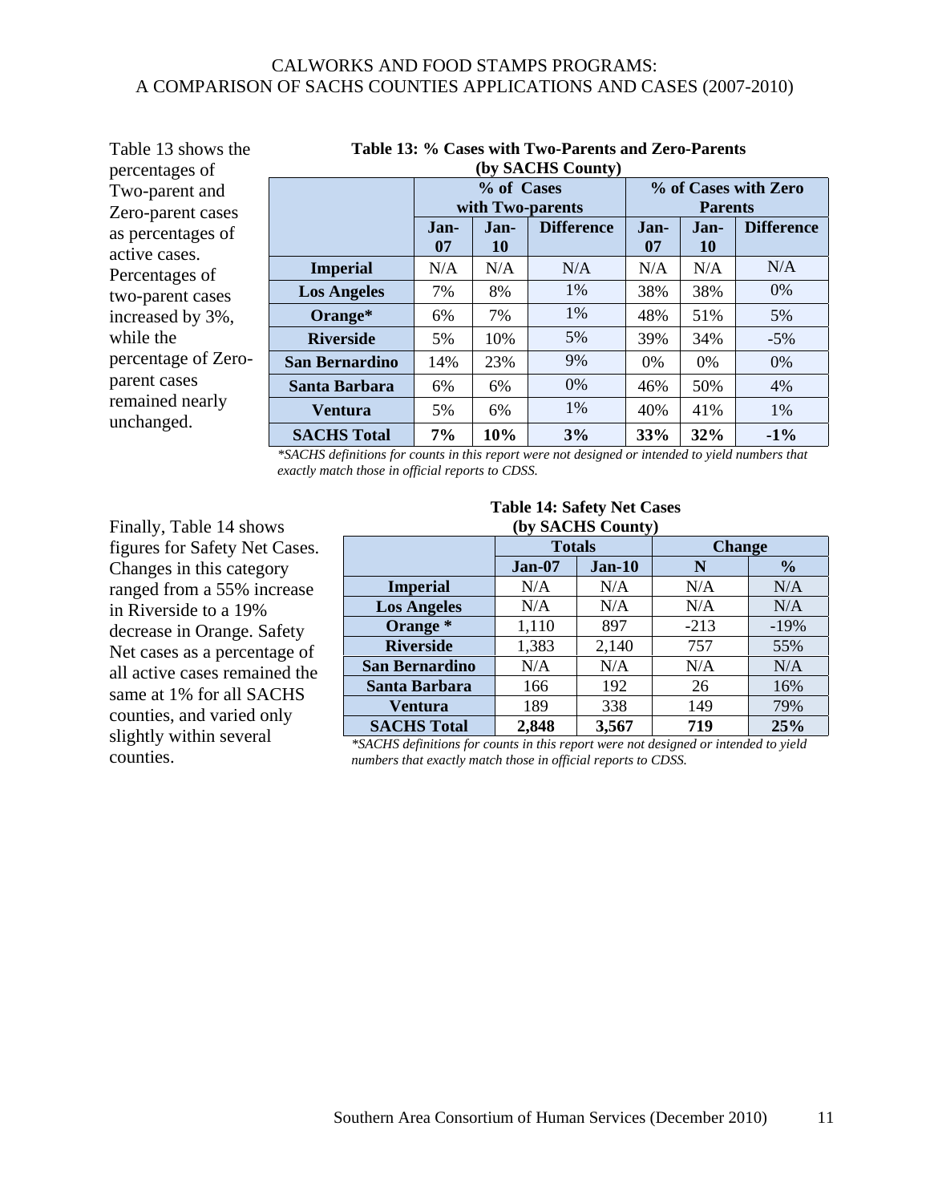Table 13 shows the percentages of Two-parent and Zero-parent cases as percentages of active cases. Percentages of two-parent cases increased by 3%, while the percentage of Zero-parent cases remained nearly unchanged.

**Table 13: % Cases with Two-Parents and Zero-Parents (by SACHS County)**

| | % of Cases with Two-parents | | | % of Cases with Zero Parents | | |
|---|---|---|---|---|---|---|
| | Jan-07 | Jan-10 | Difference | Jan-07 | Jan-10 | Difference |
| **Imperial** | N/A | N/A | N/A | N/A | N/A | N/A |
| **Los Angeles** | 7% | 8% | 1% | 38% | 38% | 0% |
| **Orange*** | 6% | 7% | 1% | 48% | 51% | 5% |
| **Riverside** | 5% | 10% | 5% | 39% | 34% | -5% |
| **San Bernardino** | 14% | 23% | 9% | 0% | 0% | 0% |
| **Santa Barbara** | 6% | 6% | 0% | 46% | 50% | 4% |
| **Ventura** | 5% | 6% | 1% | 40% | 41% | 1% |
| **SACHS Total** | **7%** | **10%** | **3%** | **33%** | **32%** | **-1%** |

*\*SACHS definitions for counts in this report were not designed or intended to yield numbers that exactly match those in official reports to CDSS.*

Finally, Table 14 shows figures for Safety Net Cases. Changes in this category ranged from a 55% increase in Riverside to a 19% decrease in Orange. Safety Net cases as a percentage of all active cases remained the same at 1% for all SACHS counties, and varied only slightly within several counties.

**Table 14: Safety Net Cases (by SACHS County)**

| | Totals | | Change | |
|---|---|---|---|---|
| | Jan-07 | Jan-10 | N | % |
| **Imperial** | N/A | N/A | N/A | N/A |
| **Los Angeles** | N/A | N/A | N/A | N/A |
| **Orange *** | 1,110 | 897 | -213 | -19% |
| **Riverside** | 1,383 | 2,140 | 757 | 55% |
| **San Bernardino** | N/A | N/A | N/A | N/A |
| **Santa Barbara** | 166 | 192 | 26 | 16% |
| **Ventura** | 189 | 338 | 149 | 79% |
| **SACHS Total** | **2,848** | **3,567** | **719** | **25%** |

*\*SACHS definitions for counts in this report were not designed or intended to yield numbers that exactly match those in official reports to CDSS.*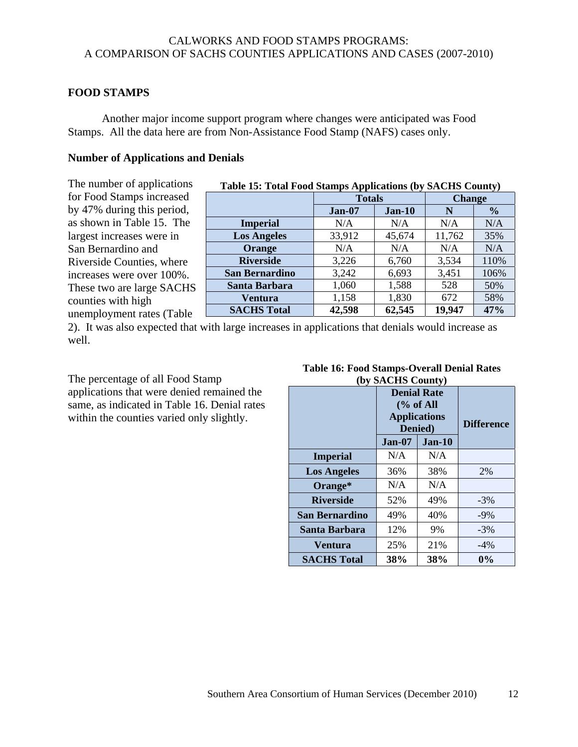CALWORKS AND FOOD STAMPS PROGRAMS:
A COMPARISON OF SACHS COUNTIES APPLICATIONS AND CASES (2007-2010)

## FOOD STAMPS

Another major income support program where changes were anticipated was Food Stamps. All the data here are from Non-Assistance Food Stamp (NAFS) cases only.

### Number of Applications and Denials

The number of applications for Food Stamps increased by 47% during this period, as shown in Table 15. The largest increases were in San Bernardino and Riverside Counties, where increases were over 100%. These two are large SACHS counties with high unemployment rates (Table 2). It was also expected that with large increases in applications that denials would increase as well.

**Table 15: Total Food Stamps Applications (by SACHS County)**

| | Totals | | Change | |
|---|---|---|---|---|
| | **Jan-07** | **Jan-10** | **N** | **%** |
| **Imperial** | N/A | N/A | N/A | N/A |
| **Los Angeles** | 33,912 | 45,674 | 11,762 | 35% |
| **Orange** | N/A | N/A | N/A | N/A |
| **Riverside** | 3,226 | 6,760 | 3,534 | 110% |
| **San Bernardino** | 3,242 | 6,693 | 3,451 | 106% |
| **Santa Barbara** | 1,060 | 1,588 | 528 | 50% |
| **Ventura** | 1,158 | 1,830 | 672 | 58% |
| **SACHS Total** | **42,598** | **62,545** | **19,947** | **47%** |

The percentage of all Food Stamp applications that were denied remained the same, as indicated in Table 16. Denial rates within the counties varied only slightly.

**Table 16: Food Stamps-Overall Denial Rates (by SACHS County)**

| | Denial Rate (% of All Applications Denied) | | Difference |
|---|---|---|---|
| | **Jan-07** | **Jan-10** | |
| **Imperial** | N/A | N/A | |
| **Los Angeles** | 36% | 38% | 2% |
| **Orange*** | N/A | N/A | |
| **Riverside** | 52% | 49% | -3% |
| **San Bernardino** | 49% | 40% | -9% |
| **Santa Barbara** | 12% | 9% | -3% |
| **Ventura** | 25% | 21% | -4% |
| **SACHS Total** | **38%** | **38%** | **0%** |

Southern Area Consortium of Human Services (December 2010)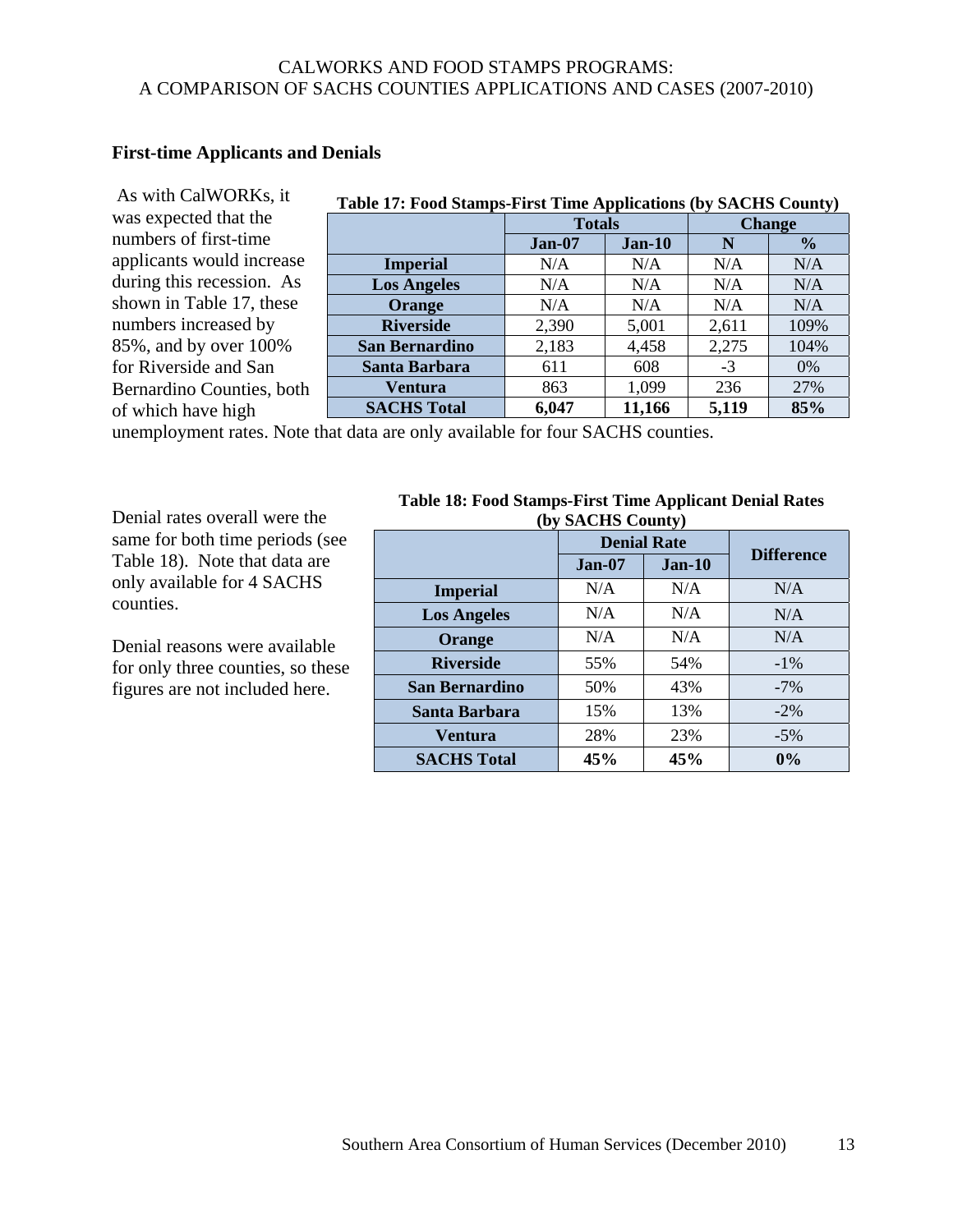## First-time Applicants and Denials

As with CalWORKs, it was expected that the numbers of first-time applicants would increase during this recession. As shown in Table 17, these numbers increased by 85%, and by over 100% for Riverside and San Bernardino Counties, both of which have high unemployment rates. Note that data are only available for four SACHS counties.

**Table 17: Food Stamps-First Time Applications (by SACHS County)**

| | Totals | | Change | |
|---|---|---|---|---|
| | **Jan-07** | **Jan-10** | **N** | **%** |
| **Imperial** | N/A | N/A | N/A | N/A |
| **Los Angeles** | N/A | N/A | N/A | N/A |
| **Orange** | N/A | N/A | N/A | N/A |
| **Riverside** | 2,390 | 5,001 | 2,611 | 109% |
| **San Bernardino** | 2,183 | 4,458 | 2,275 | 104% |
| **Santa Barbara** | 611 | 608 | -3 | 0% |
| **Ventura** | 863 | 1,099 | 236 | 27% |
| **SACHS Total** | **6,047** | **11,166** | **5,119** | **85%** |

Denial rates overall were the same for both time periods (see Table 18). Note that data are only available for 4 SACHS counties.

Denial reasons were available for only three counties, so these figures are not included here.

**Table 18: Food Stamps-First Time Applicant Denial Rates (by SACHS County)**

| | Denial Rate | | Difference |
|---|---|---|---|
| | **Jan-07** | **Jan-10** | |
| **Imperial** | N/A | N/A | N/A |
| **Los Angeles** | N/A | N/A | N/A |
| **Orange** | N/A | N/A | N/A |
| **Riverside** | 55% | 54% | -1% |
| **San Bernardino** | 50% | 43% | -7% |
| **Santa Barbara** | 15% | 13% | -2% |
| **Ventura** | 28% | 23% | -5% |
| **SACHS Total** | **45%** | **45%** | **0%** |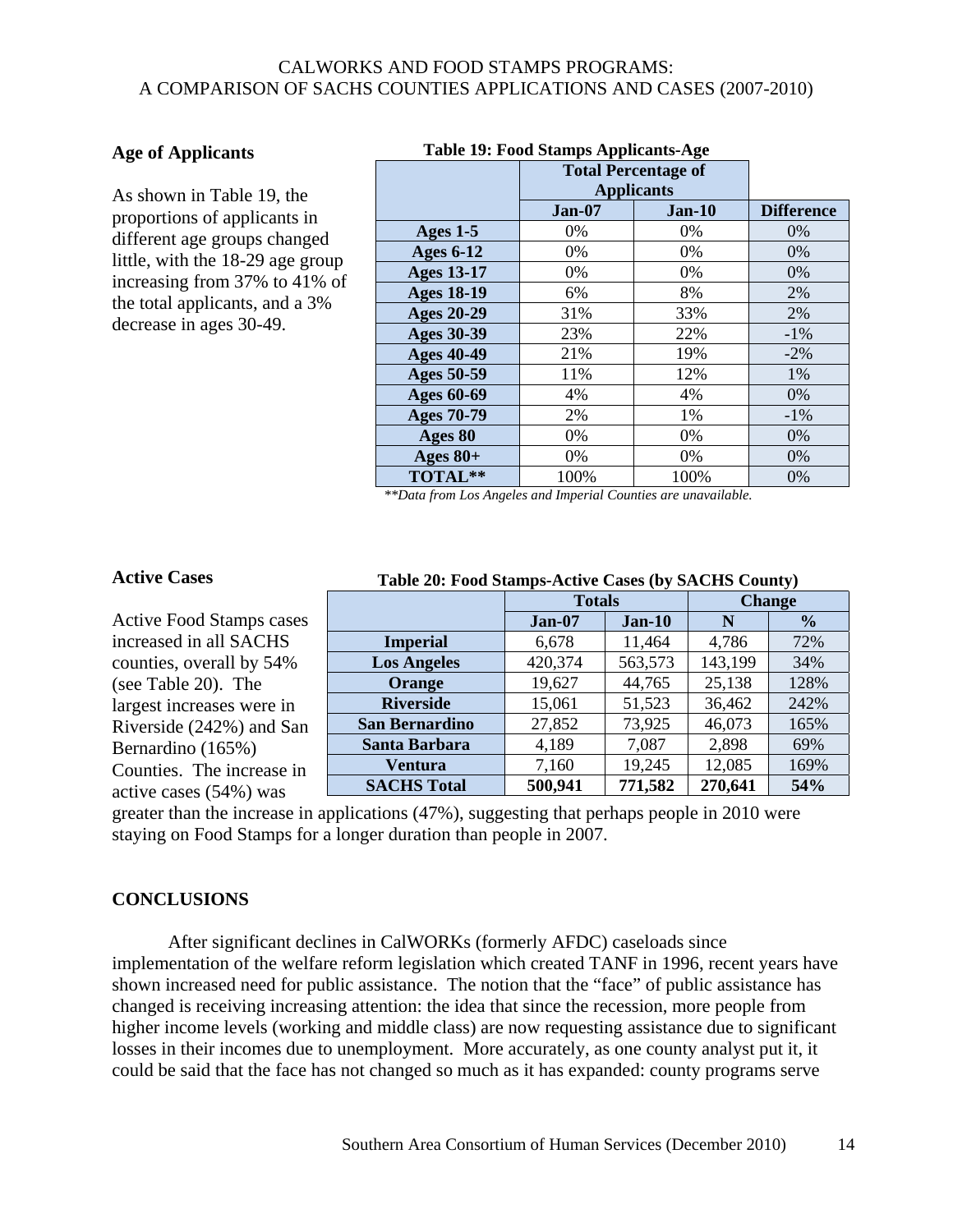## Age of Applicants

As shown in Table 19, the proportions of applicants in different age groups changed little, with the 18-29 age group increasing from 37% to 41% of the total applicants, and a 3% decrease in ages 30-49.

**Table 19: Food Stamps Applicants-Age**

| | Total Percentage of Applicants | | |
|---|---|---|---|
| | **Jan-07** | **Jan-10** | **Difference** |
| **Ages 1-5** | 0% | 0% | 0% |
| **Ages 6-12** | 0% | 0% | 0% |
| **Ages 13-17** | 0% | 0% | 0% |
| **Ages 18-19** | 6% | 8% | 2% |
| **Ages 20-29** | 31% | 33% | 2% |
| **Ages 30-39** | 23% | 22% | -1% |
| **Ages 40-49** | 21% | 19% | -2% |
| **Ages 50-59** | 11% | 12% | 1% |
| **Ages 60-69** | 4% | 4% | 0% |
| **Ages 70-79** | 2% | 1% | -1% |
| **Ages 80** | 0% | 0% | 0% |
| **Ages 80+** | 0% | 0% | 0% |
| **TOTAL**** | 100% | 100% | 0% |

*\*\*Data from Los Angeles and Imperial Counties are unavailable.*

## Active Cases

**Table 20: Food Stamps-Active Cases (by SACHS County)**

| | Totals | | Change | |
|---|---|---|---|---|
| | **Jan-07** | **Jan-10** | **N** | **%** |
| **Imperial** | 6,678 | 11,464 | 4,786 | 72% |
| **Los Angeles** | 420,374 | 563,573 | 143,199 | 34% |
| **Orange** | 19,627 | 44,765 | 25,138 | 128% |
| **Riverside** | 15,061 | 51,523 | 36,462 | 242% |
| **San Bernardino** | 27,852 | 73,925 | 46,073 | 165% |
| **Santa Barbara** | 4,189 | 7,087 | 2,898 | 69% |
| **Ventura** | 7,160 | 19,245 | 12,085 | 169% |
| **SACHS Total** | **500,941** | **771,582** | **270,641** | **54%** |

Active Food Stamps cases increased in all SACHS counties, overall by 54% (see Table 20). The largest increases were in Riverside (242%) and San Bernardino (165%) Counties. The increase in active cases (54%) was greater than the increase in applications (47%), suggesting that perhaps people in 2010 were staying on Food Stamps for a longer duration than people in 2007.

## CONCLUSIONS

After significant declines in CalWORKs (formerly AFDC) caseloads since implementation of the welfare reform legislation which created TANF in 1996, recent years have shown increased need for public assistance. The notion that the "face" of public assistance has changed is receiving increasing attention: the idea that since the recession, more people from higher income levels (working and middle class) are now requesting assistance due to significant losses in their incomes due to unemployment. More accurately, as one county analyst put it, it could be said that the face has not changed so much as it has expanded: county programs serve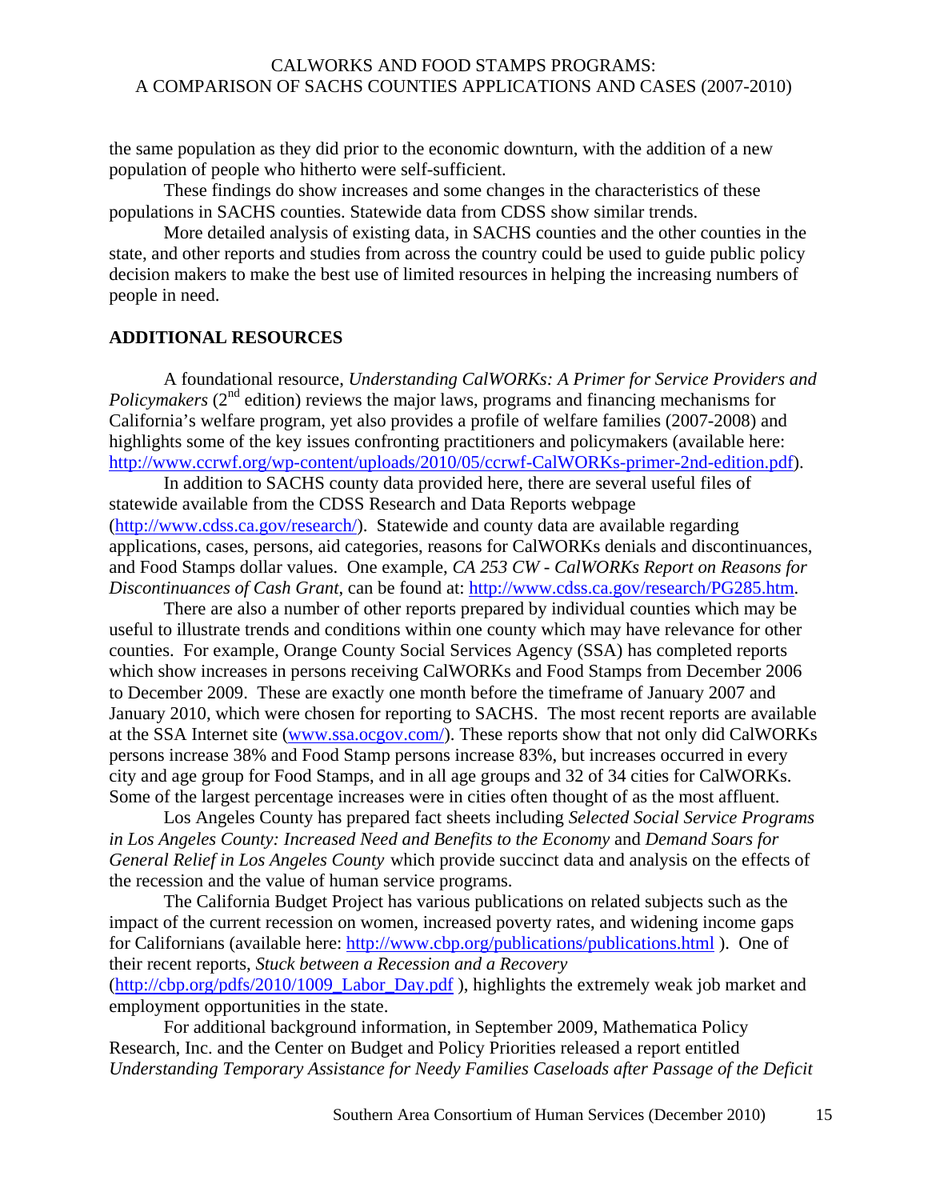the same population as they did prior to the economic downturn, with the addition of a new population of people who hitherto were self-sufficient.

These findings do show increases and some changes in the characteristics of these populations in SACHS counties. Statewide data from CDSS show similar trends.

More detailed analysis of existing data, in SACHS counties and the other counties in the state, and other reports and studies from across the country could be used to guide public policy decision makers to make the best use of limited resources in helping the increasing numbers of people in need.

## ADDITIONAL RESOURCES

A foundational resource, *Understanding CalWORKs: A Primer for Service Providers and Policymakers* (2nd edition) reviews the major laws, programs and financing mechanisms for California's welfare program, yet also provides a profile of welfare families (2007-2008) and highlights some of the key issues confronting practitioners and policymakers (available here: http://www.ccrwf.org/wp-content/uploads/2010/05/ccrwf-CalWORKs-primer-2nd-edition.pdf).

In addition to SACHS county data provided here, there are several useful files of statewide available from the CDSS Research and Data Reports webpage (http://www.cdss.ca.gov/research/). Statewide and county data are available regarding applications, cases, persons, aid categories, reasons for CalWORKs denials and discontinuances, and Food Stamps dollar values. One example, *CA 253 CW - CalWORKs Report on Reasons for Discontinuances of Cash Grant*, can be found at: http://www.cdss.ca.gov/research/PG285.htm.

There are also a number of other reports prepared by individual counties which may be useful to illustrate trends and conditions within one county which may have relevance for other counties. For example, Orange County Social Services Agency (SSA) has completed reports which show increases in persons receiving CalWORKs and Food Stamps from December 2006 to December 2009. These are exactly one month before the timeframe of January 2007 and January 2010, which were chosen for reporting to SACHS. The most recent reports are available at the SSA Internet site (www.ssa.ocgov.com/). These reports show that not only did CalWORKs persons increase 38% and Food Stamp persons increase 83%, but increases occurred in every city and age group for Food Stamps, and in all age groups and 32 of 34 cities for CalWORKs. Some of the largest percentage increases were in cities often thought of as the most affluent.

Los Angeles County has prepared fact sheets including *Selected Social Service Programs in Los Angeles County: Increased Need and Benefits to the Economy* and *Demand Soars for General Relief in Los Angeles County* which provide succinct data and analysis on the effects of the recession and the value of human service programs.

The California Budget Project has various publications on related subjects such as the impact of the current recession on women, increased poverty rates, and widening income gaps for Californians (available here: http://www.cbp.org/publications/publications.html ). One of their recent reports, *Stuck between a Recession and a Recovery* (http://cbp.org/pdfs/2010/1009_Labor_Day.pdf ), highlights the extremely weak job market and employment opportunities in the state.

For additional background information, in September 2009, Mathematica Policy Research, Inc. and the Center on Budget and Policy Priorities released a report entitled *Understanding Temporary Assistance for Needy Families Caseloads after Passage of the Deficit*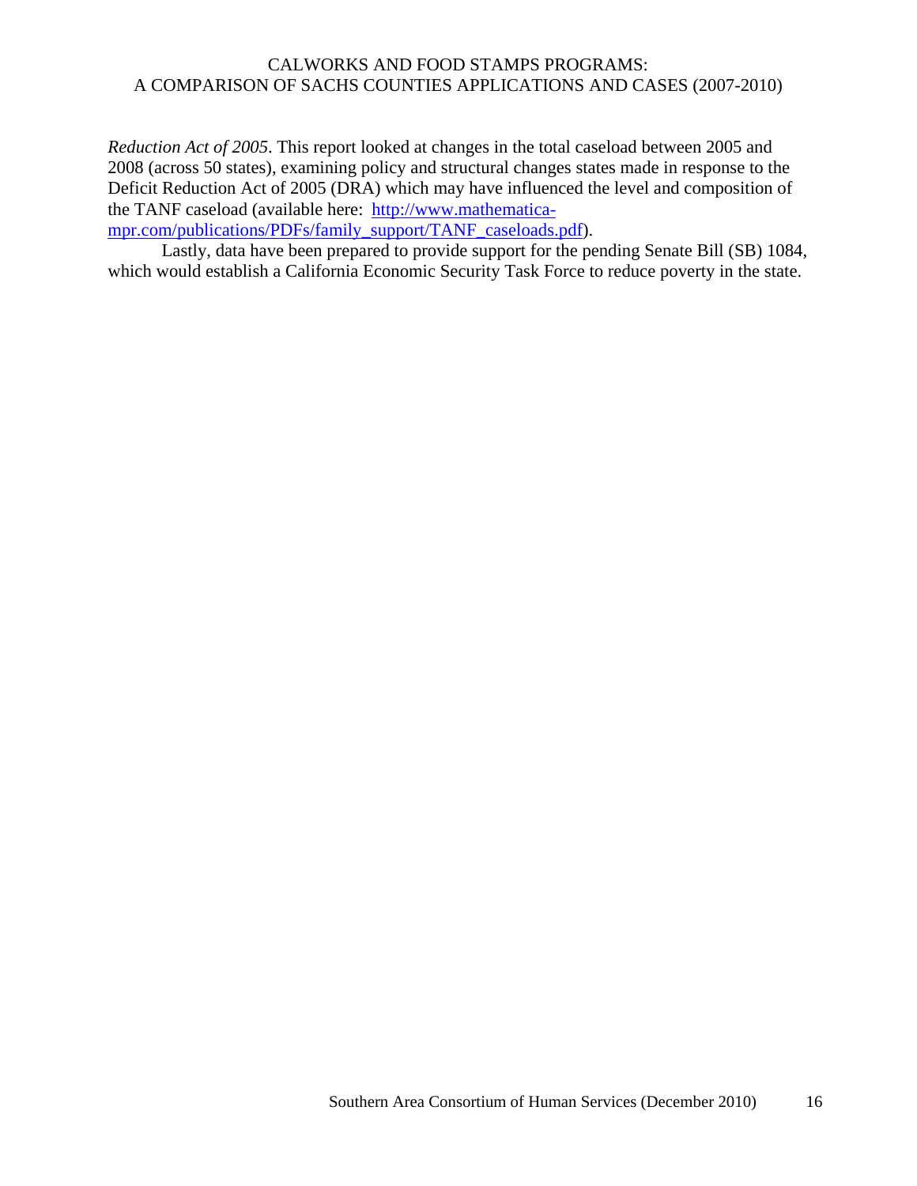*Reduction Act of 2005*. This report looked at changes in the total caseload between 2005 and 2008 (across 50 states), examining policy and structural changes states made in response to the Deficit Reduction Act of 2005 (DRA) which may have influenced the level and composition of the TANF caseload (available here: [http://www.mathematica-mpr.com/publications/PDFs/family_support/TANF_caseloads.pdf](http://www.mathematica-mpr.com/publications/PDFs/family_support/TANF_caseloads.pdf)).

Lastly, data have been prepared to provide support for the pending Senate Bill (SB) 1084, which would establish a California Economic Security Task Force to reduce poverty in the state.